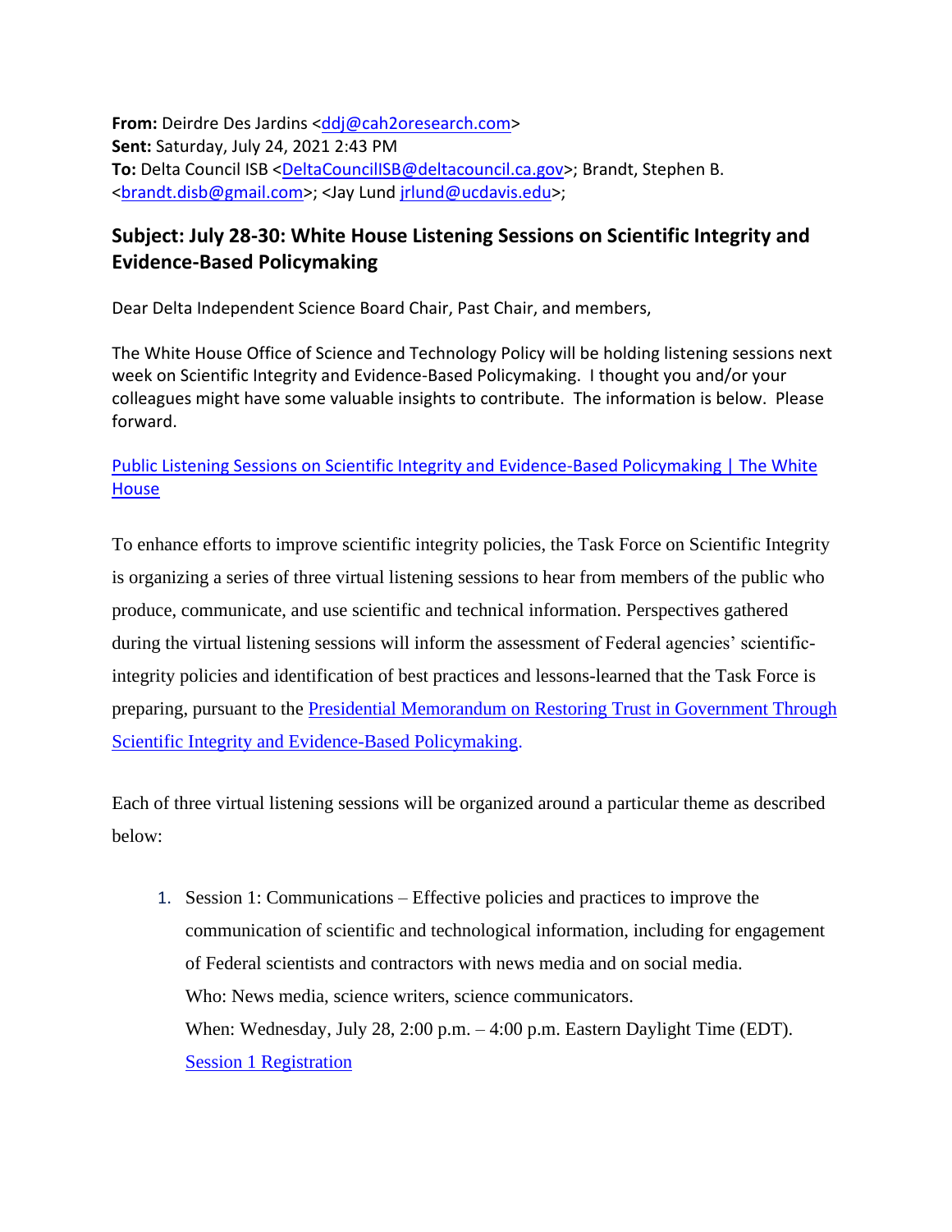**From:** Deirdre Des Jardins <ddj@cah2oresearch.com>
**Sent:** Saturday, July 24, 2021 2:43 PM
**To:** Delta Council ISB <DeltaCouncilISB@deltacouncil.ca.gov>; Brandt, Stephen B. <brandt.disb@gmail.com>; <Jay Lund jrlund@ucdavis.edu>;

## Subject: July 28-30: White House Listening Sessions on Scientific Integrity and Evidence-Based Policymaking

Dear Delta Independent Science Board Chair, Past Chair, and members,

The White House Office of Science and Technology Policy will be holding listening sessions next week on Scientific Integrity and Evidence-Based Policymaking. I thought you and/or your colleagues might have some valuable insights to contribute. The information is below. Please forward.

Public Listening Sessions on Scientific Integrity and Evidence-Based Policymaking | The White House

To enhance efforts to improve scientific integrity policies, the Task Force on Scientific Integrity is organizing a series of three virtual listening sessions to hear from members of the public who produce, communicate, and use scientific and technical information. Perspectives gathered during the virtual listening sessions will inform the assessment of Federal agencies' scientific-integrity policies and identification of best practices and lessons-learned that the Task Force is preparing, pursuant to the Presidential Memorandum on Restoring Trust in Government Through Scientific Integrity and Evidence-Based Policymaking.

Each of three virtual listening sessions will be organized around a particular theme as described below:

1. Session 1: Communications – Effective policies and practices to improve the communication of scientific and technological information, including for engagement of Federal scientists and contractors with news media and on social media.
   Who: News media, science writers, science communicators.
   When: Wednesday, July 28, 2:00 p.m. – 4:00 p.m. Eastern Daylight Time (EDT).
   Session 1 Registration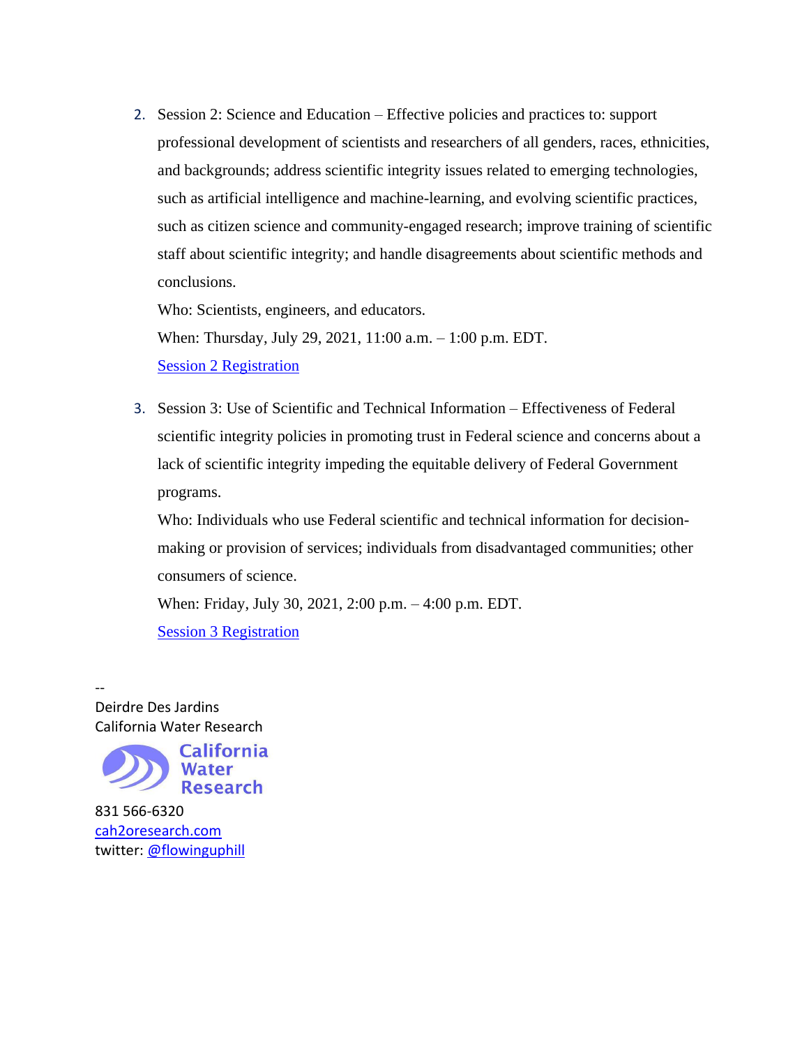2. Session 2: Science and Education – Effective policies and practices to: support professional development of scientists and researchers of all genders, races, ethnicities, and backgrounds; address scientific integrity issues related to emerging technologies, such as artificial intelligence and machine-learning, and evolving scientific practices, such as citizen science and community-engaged research; improve training of scientific staff about scientific integrity; and handle disagreements about scientific methods and conclusions.

   Who: Scientists, engineers, and educators.

   When: Thursday, July 29, 2021, 11:00 a.m. – 1:00 p.m. EDT.

   Session 2 Registration

3. Session 3: Use of Scientific and Technical Information – Effectiveness of Federal scientific integrity policies in promoting trust in Federal science and concerns about a lack of scientific integrity impeding the equitable delivery of Federal Government programs.

   Who: Individuals who use Federal scientific and technical information for decision-making or provision of services; individuals from disadvantaged communities; other consumers of science.

   When: Friday, July 30, 2021, 2:00 p.m. – 4:00 p.m. EDT.

   Session 3 Registration

--
Deirdre Des Jardins
California Water Research

California Water Research

831 566-6320
cah2oresearch.com
twitter: @flowinguphill